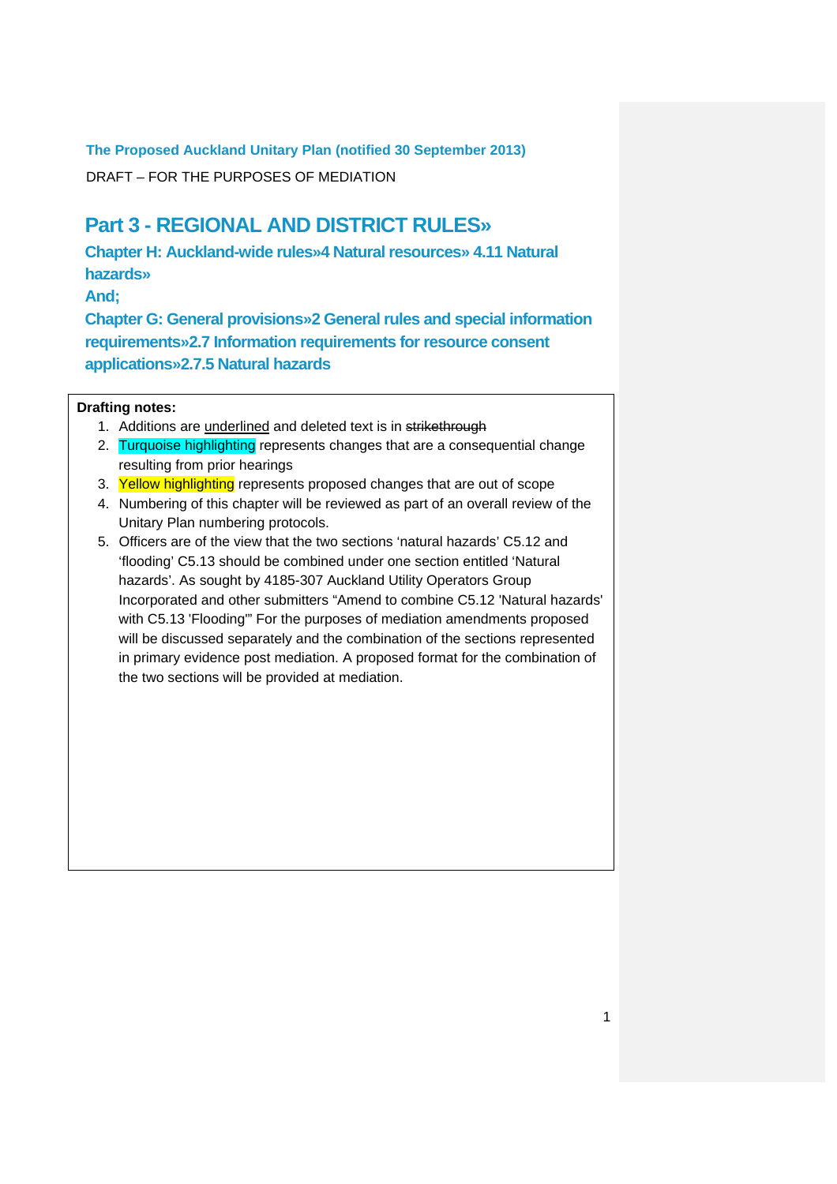**The Proposed Auckland Unitary Plan (notified 30 September 2013)**

DRAFT – FOR THE PURPOSES OF MEDIATION

# Part 3 - REGIONAL AND DISTRICT RULES»

## Chapter H: Auckland-wide rules»4 Natural resources» 4.11 Natural hazards»

## And;

## Chapter G: General provisions»2 General rules and special information requirements»2.7 Information requirements for resource consent applications»2.7.5 Natural hazards

**Drafting notes:**

1. Additions are <u>underlined</u> and deleted text is in ~~strikethrough~~
2. Turquoise highlighting represents changes that are a consequential change resulting from prior hearings
3. Yellow highlighting represents proposed changes that are out of scope
4. Numbering of this chapter will be reviewed as part of an overall review of the Unitary Plan numbering protocols.
5. Officers are of the view that the two sections 'natural hazards' C5.12 and 'flooding' C5.13 should be combined under one section entitled 'Natural hazards'. As sought by 4185-307 Auckland Utility Operators Group Incorporated and other submitters "Amend to combine C5.12 'Natural hazards' with C5.13 'Flooding'" For the purposes of mediation amendments proposed will be discussed separately and the combination of the sections represented in primary evidence post mediation. A proposed format for the combination of the two sections will be provided at mediation.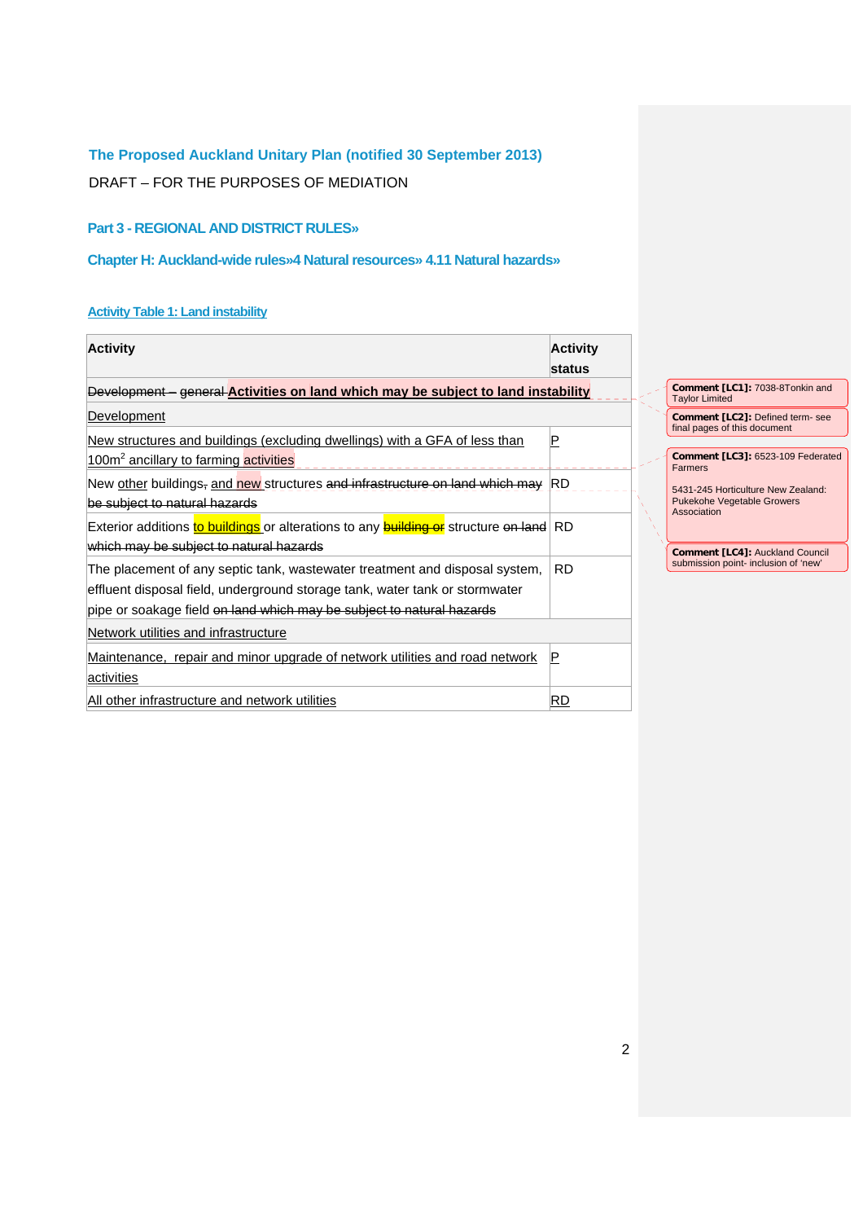The Proposed Auckland Unitary Plan (notified 30 September 2013)

DRAFT – FOR THE PURPOSES OF MEDIATION

### Part 3 - REGIONAL AND DISTRICT RULES»

### Chapter H: Auckland-wide rules»4 Natural resources» 4.11 Natural hazards»

Activity Table 1: Land instability

| Activity | Activity status |
|---|---|
| ~~Development – general~~ **Activities on land which may be subject to land instability** | |
| Development | |
| New structures and buildings (excluding dwellings) with a GFA of less than 100m² ancillary to farming activities | P |
| New other buildings~~,~~ and new structures ~~and infrastructure on land which may be subject to natural hazards~~ | RD |
| Exterior additions to buildings or alterations to any ~~building or~~ structure ~~on land which may be subject to natural hazards~~ | RD |
| The placement of any septic tank, wastewater treatment and disposal system, effluent disposal field, underground storage tank, water tank or stormwater pipe or soakage field ~~on land which may be subject to natural hazards~~ | RD |
| Network utilities and infrastructure | |
| Maintenance, repair and minor upgrade of network utilities and road network activities | P |
| All other infrastructure and network utilities | RD |

Comment [LC1]: 7038-8Tonkin and Taylor Limited

Comment [LC2]: Defined term- see final pages of this document

Comment [LC3]: 6523-109 Federated Farmers

5431-245 Horticulture New Zealand: Pukekohe Vegetable Growers Association

Comment [LC4]: Auckland Council submission point- inclusion of 'new'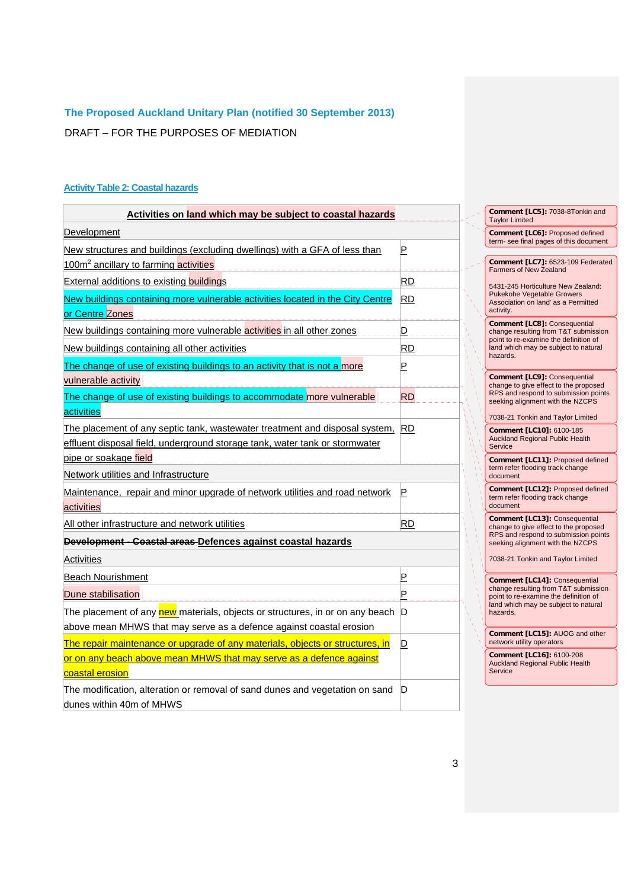**The Proposed Auckland Unitary Plan (notified 30 September 2013)**

DRAFT – FOR THE PURPOSES OF MEDIATION

**Activity Table 2: Coastal hazards**

| Activities on land which may be subject to coastal hazards | |
|---|---|
| Development | |
| New structures and buildings (excluding dwellings) with a GFA of less than 100m$^2$ ancillary to farming activities | P |
| External additions to existing buildings | RD |
| New buildings containing more vulnerable activities located in the City Centre or Centre Zones | RD |
| New buildings containing more vulnerable activities in all other zones | D |
| New buildings containing all other activities | RD |
| The change of use of existing buildings to an activity that is not a more vulnerable activity | P |
| The change of use of existing buildings to accommodate more vulnerable activities | RD |
| The placement of any septic tank, wastewater treatment and disposal system, effluent disposal field, underground storage tank, water tank or stormwater pipe or soakage field | RD |
| Network utilities and Infrastructure | |
| Maintenance, repair and minor upgrade of network utilities and road network activities | P |
| All other infrastructure and network utilities | RD |
| **~~Development - Coastal areas~~ Defences against coastal hazards** | |
| Activities | |
| Beach Nourishment | P |
| Dune stabilisation | P |
| The placement of any new materials, objects or structures, in or on any beach above mean MHWS that may serve as a defence against coastal erosion | D |
| The repair maintenance or upgrade of any materials, objects or structures, in or on any beach above mean MHWS that may serve as a defence against coastal erosion | D |
| The modification, alteration or removal of sand dunes and vegetation on sand dunes within 40m of MHWS | D |

**Comment [LC5]:** 7038-8Tonkin and Taylor Limited

**Comment [LC6]:** Proposed defined term- see final pages of this document

**Comment [LC7]:** 6523-109 Federated Farmers of New Zealand

5431-245 Horticulture New Zealand: Pukekohe Vegetable Growers Association on land' as a Permitted activity.

**Comment [LC8]:** Consequential change resulting from T&T submission point to re-examine the definition of land which may be subject to natural hazards.

**Comment [LC9]:** Consequential change to give effect to the proposed RPS and respond to submission points seeking alignment with the NZCPS

7038-21 Tonkin and Taylor Limited

**Comment [LC10]:** 6100-185 Auckland Regional Public Health Service

**Comment [LC11]:** Proposed defined term refer flooding track change document

**Comment [LC12]:** Proposed defined term refer flooding track change document

**Comment [LC13]:** Consequential change to give effect to the proposed RPS and respond to submission points seeking alignment with the NZCPS

7038-21 Tonkin and Taylor Limited

**Comment [LC14]:** Consequential change resulting from T&T submission point to re-examine the definition of land which may be subject to natural hazards.

**Comment [LC15]:** AUOG and other network utility operators

**Comment [LC16]:** 6100-208 Auckland Regional Public Health Service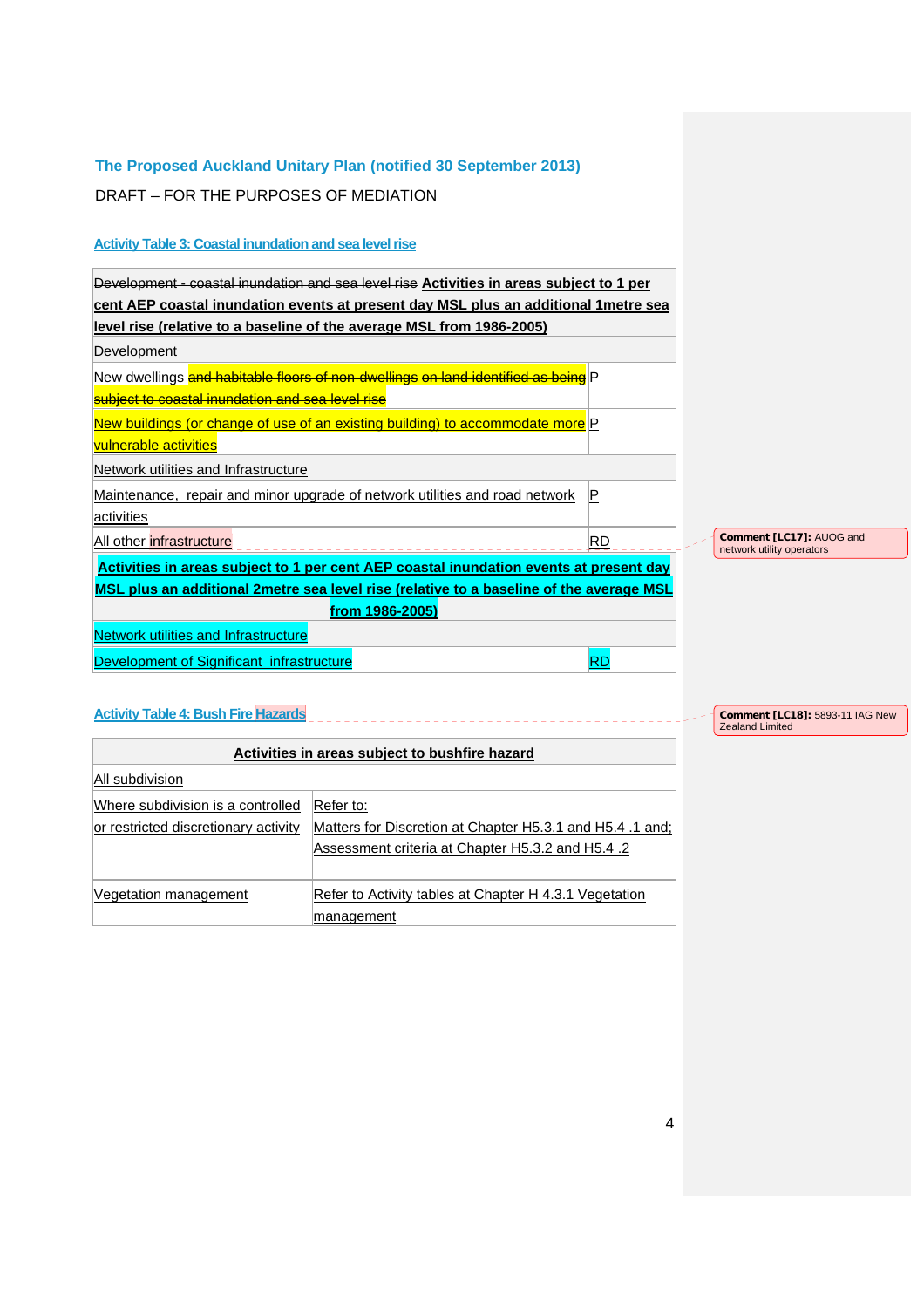**The Proposed Auckland Unitary Plan (notified 30 September 2013)**

DRAFT – FOR THE PURPOSES OF MEDIATION

**Activity Table 3: Coastal inundation and sea level rise**

| ~~Development - coastal inundation and sea level rise~~ **Activities in areas subject to 1 per cent AEP coastal inundation events at present day MSL plus an additional 1metre sea level rise (relative to a baseline of the average MSL from 1986-2005)** | |
|---|---|
| Development | |
| New dwellings ~~and habitable floors of non-dwellings on land identified as being subject to coastal inundation and sea level rise~~ | P |
| New buildings (or change of use of an existing building) to accommodate more vulnerable activities | P |
| Network utilities and Infrastructure | |
| Maintenance, repair and minor upgrade of network utilities and road network activities | P |
| All other infrastructure | RD |
| **Activities in areas subject to 1 per cent AEP coastal inundation events at present day MSL plus an additional 2metre sea level rise (relative to a baseline of the average MSL from 1986-2005)** | |
| Network utilities and Infrastructure | |
| Development of Significant infrastructure | RD |

Comment [LC17]: AUOG and network utility operators

**Activity Table 4: Bush Fire Hazards**

Comment [LC18]: 5893-11 IAG New Zealand Limited

| **Activities in areas subject to bushfire hazard** | |
|---|---|
| All subdivision | |
| Where subdivision is a controlled or restricted discretionary activity | Refer to: Matters for Discretion at Chapter H5.3.1 and H5.4 .1 and; Assessment criteria at Chapter H5.3.2 and H5.4 .2 |
| Vegetation management | Refer to Activity tables at Chapter H 4.3.1 Vegetation management |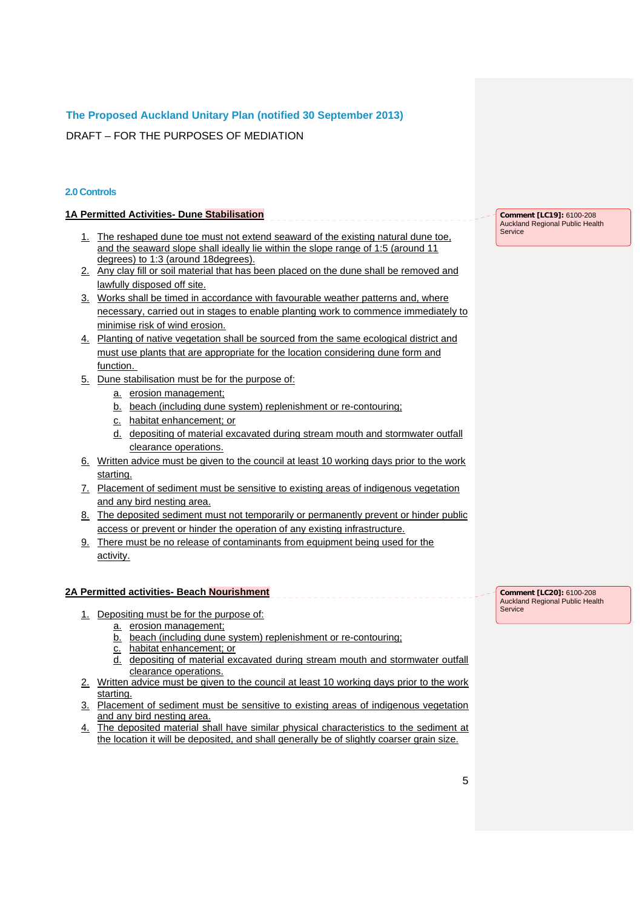The Proposed Auckland Unitary Plan (notified 30 September 2013)

DRAFT – FOR THE PURPOSES OF MEDIATION

### 2.0 Controls

**1A Permitted Activities- Dune Stabilisation**

> Comment [LC19]: 6100-208 Auckland Regional Public Health Service

1. The reshaped dune toe must not extend seaward of the existing natural dune toe, and the seaward slope shall ideally lie within the slope range of 1:5 (around 11 degrees) to 1:3 (around 18degrees).
2. Any clay fill or soil material that has been placed on the dune shall be removed and lawfully disposed off site.
3. Works shall be timed in accordance with favourable weather patterns and, where necessary, carried out in stages to enable planting work to commence immediately to minimise risk of wind erosion.
4. Planting of native vegetation shall be sourced from the same ecological district and must use plants that are appropriate for the location considering dune form and function.
5. Dune stabilisation must be for the purpose of:
   a. erosion management;
   b. beach (including dune system) replenishment or re-contouring;
   c. habitat enhancement; or
   d. depositing of material excavated during stream mouth and stormwater outfall clearance operations.
6. Written advice must be given to the council at least 10 working days prior to the work starting.
7. Placement of sediment must be sensitive to existing areas of indigenous vegetation and any bird nesting area.
8. The deposited sediment must not temporarily or permanently prevent or hinder public access or prevent or hinder the operation of any existing infrastructure.
9. There must be no release of contaminants from equipment being used for the activity.

**2A Permitted activities- Beach Nourishment**

> Comment [LC20]: 6100-208 Auckland Regional Public Health Service

1. Depositing must be for the purpose of:
   a. erosion management;
   b. beach (including dune system) replenishment or re-contouring;
   c. habitat enhancement; or
   d. depositing of material excavated during stream mouth and stormwater outfall clearance operations.
2. Written advice must be given to the council at least 10 working days prior to the work starting.
3. Placement of sediment must be sensitive to existing areas of indigenous vegetation and any bird nesting area.
4. The deposited material shall have similar physical characteristics to the sediment at the location it will be deposited, and shall generally be of slightly coarser grain size.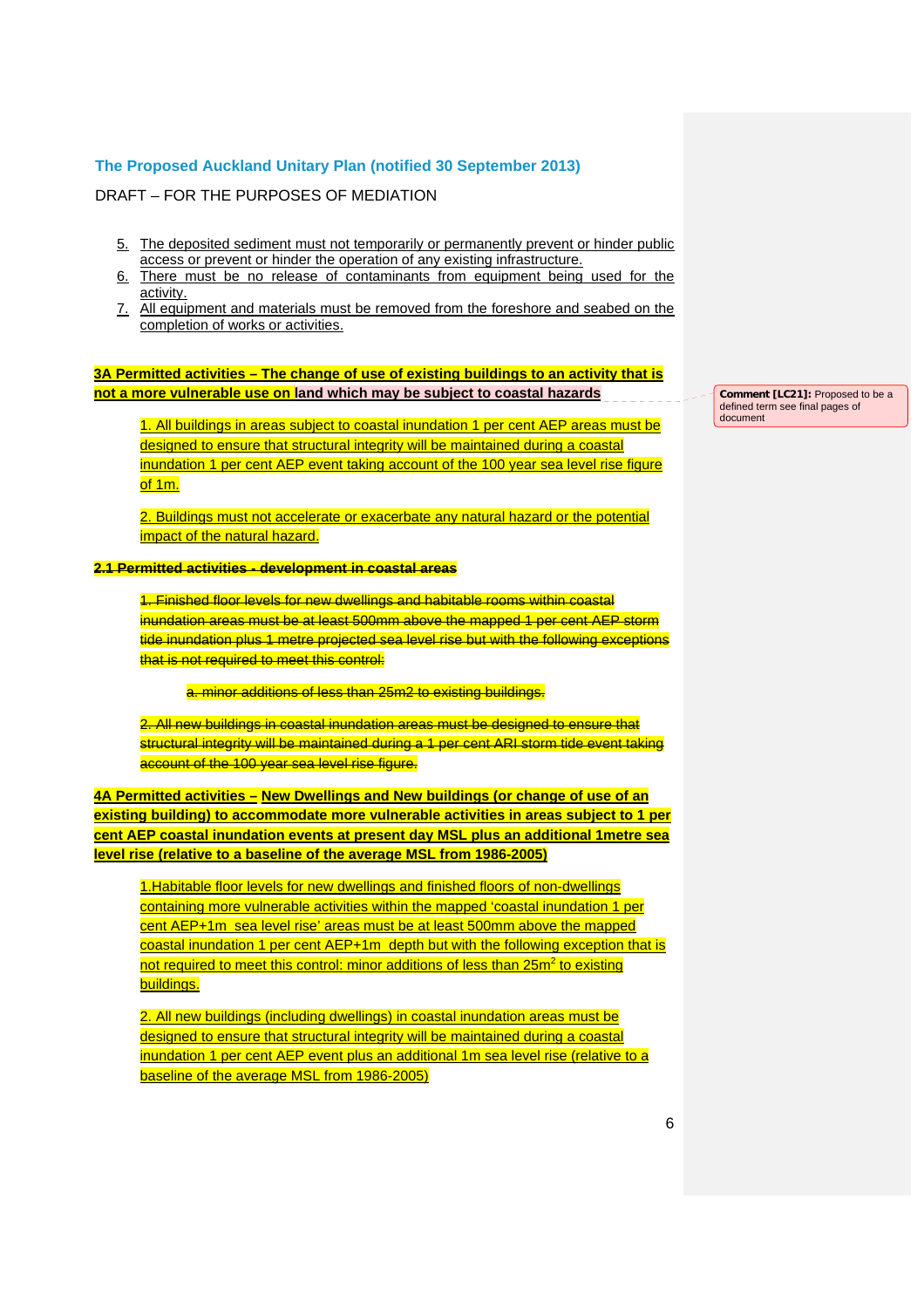The Proposed Auckland Unitary Plan (notified 30 September 2013)

DRAFT – FOR THE PURPOSES OF MEDIATION

5. The deposited sediment must not temporarily or permanently prevent or hinder public access or prevent or hinder the operation of any existing infrastructure.
6. There must be no release of contaminants from equipment being used for the activity.
7. All equipment and materials must be removed from the foreshore and seabed on the completion of works or activities.

**3A Permitted activities – The change of use of existing buildings to an activity that is not a more vulnerable use on land which may be subject to coastal hazards**

Comment [LC21]: Proposed to be a defined term see final pages of document

1. All buildings in areas subject to coastal inundation 1 per cent AEP areas must be designed to ensure that structural integrity will be maintained during a coastal inundation 1 per cent AEP event taking account of the 100 year sea level rise figure of 1m.

2. Buildings must not accelerate or exacerbate any natural hazard or the potential impact of the natural hazard.

~~**2.1 Permitted activities - development in coastal areas**~~

~~1. Finished floor levels for new dwellings and habitable rooms within coastal inundation areas must be at least 500mm above the mapped 1 per cent AEP storm tide inundation plus 1 metre projected sea level rise but with the following exceptions that is not required to meet this control:~~

~~a. minor additions of less than 25m2 to existing buildings.~~

~~2. All new buildings in coastal inundation areas must be designed to ensure that structural integrity will be maintained during a 1 per cent ARI storm tide event taking account of the 100 year sea level rise figure.~~

**4A Permitted activities – New Dwellings and New buildings (or change of use of an existing building) to accommodate more vulnerable activities in areas subject to 1 per cent AEP coastal inundation events at present day MSL plus an additional 1metre sea level rise (relative to a baseline of the average MSL from 1986-2005)**

1.Habitable floor levels for new dwellings and finished floors of non-dwellings containing more vulnerable activities within the mapped 'coastal inundation 1 per cent AEP+1m sea level rise' areas must be at least 500mm above the mapped coastal inundation 1 per cent AEP+1m depth but with the following exception that is not required to meet this control: minor additions of less than 25m$^2$ to existing buildings.

2. All new buildings (including dwellings) in coastal inundation areas must be designed to ensure that structural integrity will be maintained during a coastal inundation 1 per cent AEP event plus an additional 1m sea level rise (relative to a baseline of the average MSL from 1986-2005)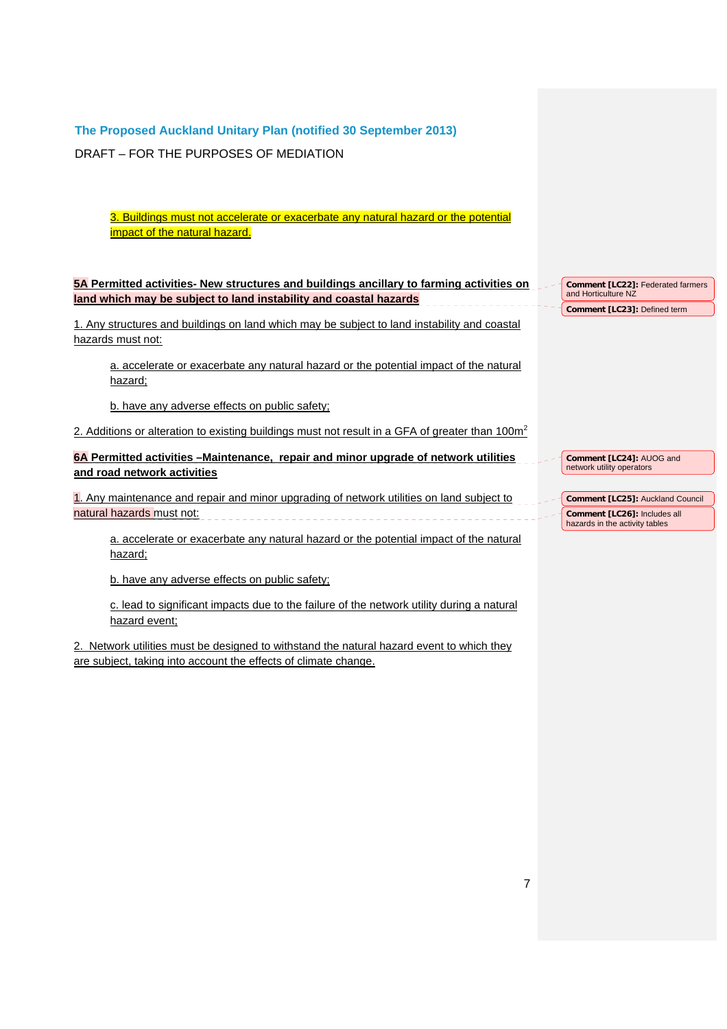The Proposed Auckland Unitary Plan (notified 30 September 2013)

DRAFT – FOR THE PURPOSES OF MEDIATION

3. Buildings must not accelerate or exacerbate any natural hazard or the potential impact of the natural hazard.

**5A Permitted activities- New structures and buildings ancillary to farming activities on land which may be subject to land instability and coastal hazards**

1. Any structures and buildings on land which may be subject to land instability and coastal hazards must not:

   a. accelerate or exacerbate any natural hazard or the potential impact of the natural hazard;

   b. have any adverse effects on public safety;

2. Additions or alteration to existing buildings must not result in a GFA of greater than $100m^2$

**6A Permitted activities –Maintenance, repair and minor upgrade of network utilities and road network activities**

1. Any maintenance and repair and minor upgrading of network utilities on land subject to natural hazards must not:

   a. accelerate or exacerbate any natural hazard or the potential impact of the natural hazard;

   b. have any adverse effects on public safety;

   c. lead to significant impacts due to the failure of the network utility during a natural hazard event;

2. Network utilities must be designed to withstand the natural hazard event to which they are subject, taking into account the effects of climate change.

**Comment [LC22]:** Federated farmers and Horticulture NZ

**Comment [LC23]:** Defined term

**Comment [LC24]:** AUOG and network utility operators

**Comment [LC25]:** Auckland Council

**Comment [LC26]:** Includes all hazards in the activity tables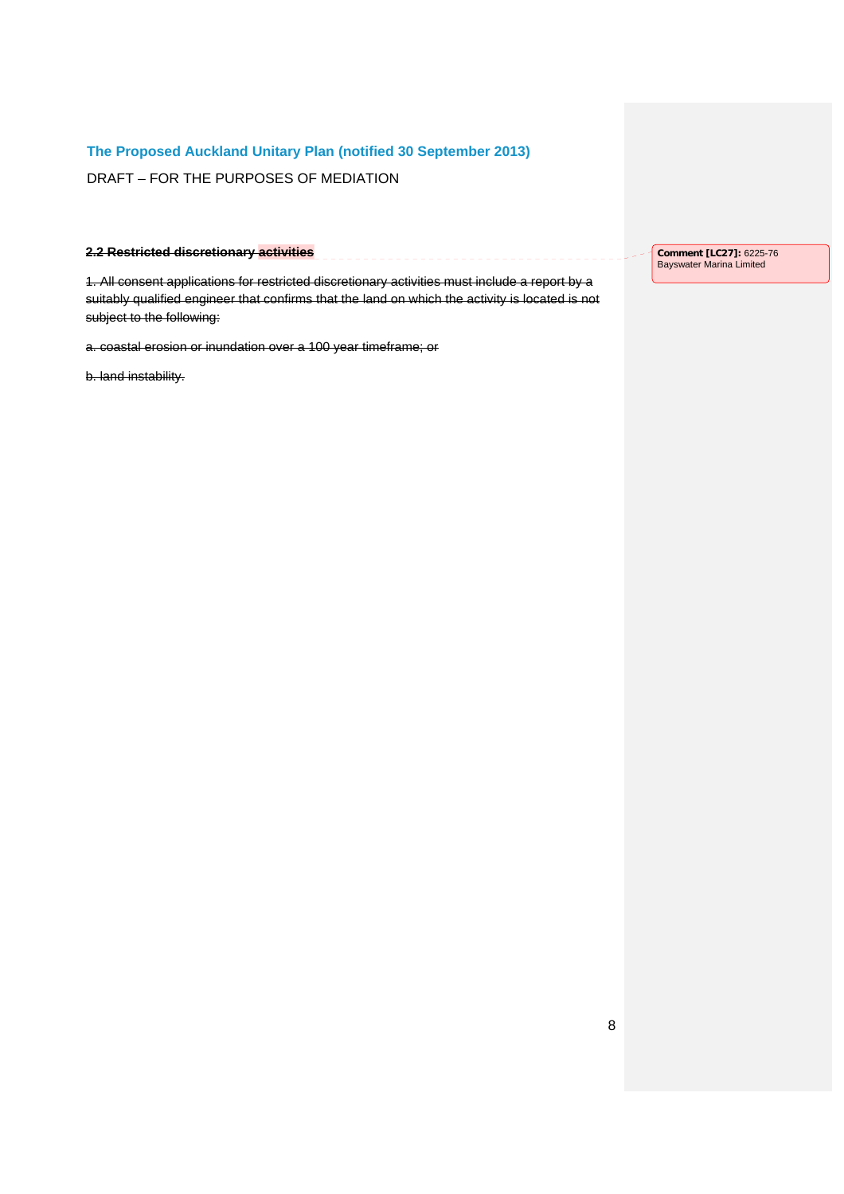The Proposed Auckland Unitary Plan (notified 30 September 2013)

DRAFT – FOR THE PURPOSES OF MEDIATION

**~~2.2 Restricted discretionary activities~~**

~~1. All consent applications for restricted discretionary activities must include a report by a suitably qualified engineer that confirms that the land on which the activity is located is not subject to the following:~~

~~a. coastal erosion or inundation over a 100 year timeframe; or~~

~~b. land instability.~~

**Comment [LC27]:** 6225-76 Bayswater Marina Limited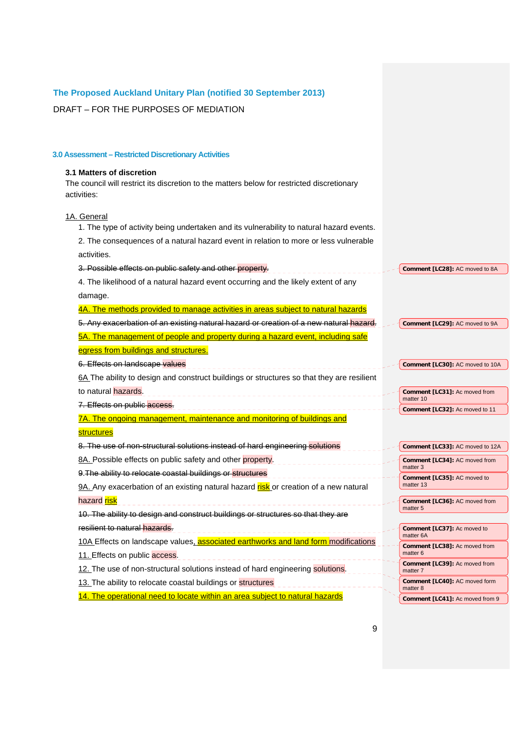## The Proposed Auckland Unitary Plan (notified 30 September 2013)

DRAFT – FOR THE PURPOSES OF MEDIATION

### 3.0 Assessment – Restricted Discretionary Activities

**3.1 Matters of discretion**

The council will restrict its discretion to the matters below for restricted discretionary activities:

1A. General

1. The type of activity being undertaken and its vulnerability to natural hazard events.
2. The consequences of a natural hazard event in relation to more or less vulnerable activities.
3. ~~Possible effects on public safety and other property.~~
4. The likelihood of a natural hazard event occurring and the likely extent of any damage.

4A. The methods provided to manage activities in areas subject to natural hazards

5. ~~Any exacerbation of an existing natural hazard or creation of a new natural hazard.~~

5A. The management of people and property during a hazard event, including safe egress from buildings and structures.

6. ~~Effects on landscape values~~

6A The ability to design and construct buildings or structures so that they are resilient to natural hazards.

7. ~~Effects on public access.~~

7A. The ongoing management, maintenance and monitoring of buildings and structures

8. ~~The use of non-structural solutions instead of hard engineering solutions~~

8A. Possible effects on public safety and other property.

9. ~~The ability to relocate coastal buildings or structures~~

9A. Any exacerbation of an existing natural hazard risk or creation of a new natural hazard risk

10. ~~The ability to design and construct buildings or structures so that they are resilient to natural hazards.~~

10A Effects on landscape values, associated earthworks and land form modifications

11. Effects on public access.

12. The use of non-structural solutions instead of hard engineering solutions.

13. The ability to relocate coastal buildings or structures

14. The operational need to locate within an area subject to natural hazards

**Comment [LC28]:** AC moved to 8A
**Comment [LC29]:** AC moved to 9A
**Comment [LC30]:** AC moved to 10A
**Comment [LC31]:** Ac moved from matter 10
**Comment [LC32]:** AC moved to 11
**Comment [LC33]:** AC moved to 12A
**Comment [LC34]:** AC moved from matter 3
**Comment [LC35]:** AC moved to matter 13
**Comment [LC36]:** AC moved from matter 5
**Comment [LC37]:** Ac moved to matter 6A
**Comment [LC38]:** AC moved from matter 6
**Comment [LC39]:** AC moved from matter 7
**Comment [LC40]:** AC moved form matter 8
**Comment [LC41]:** AC moved from 9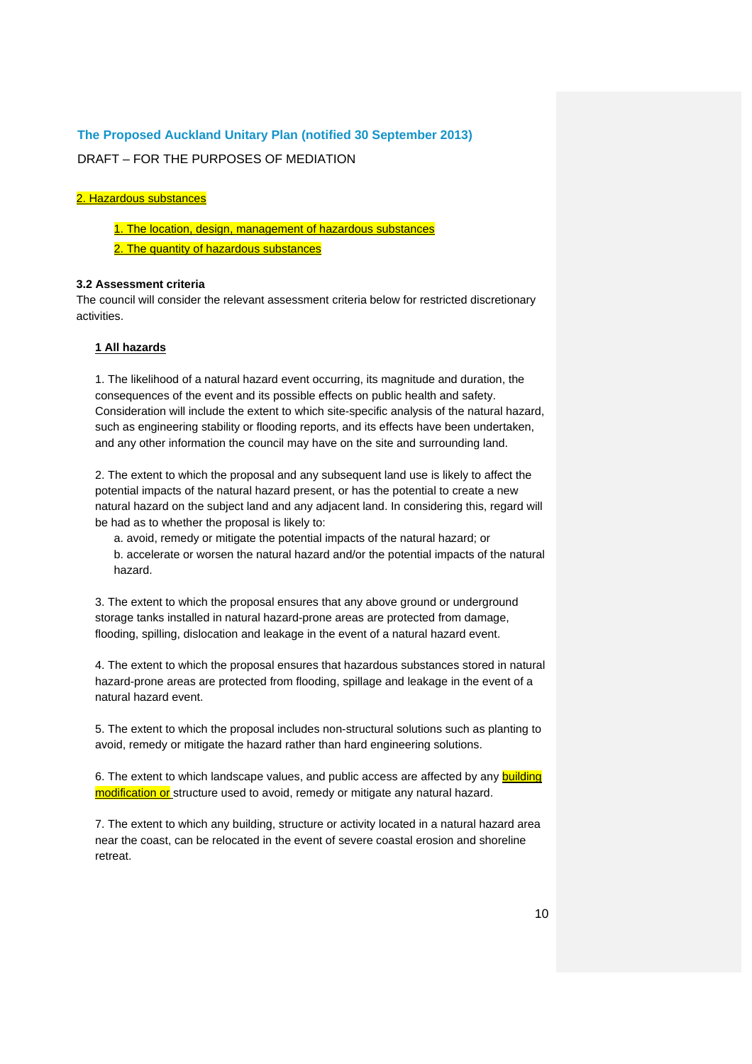**The Proposed Auckland Unitary Plan (notified 30 September 2013)**

DRAFT – FOR THE PURPOSES OF MEDIATION

2. Hazardous substances

1. The location, design, management of hazardous substances
2. The quantity of hazardous substances

### 3.2 Assessment criteria

The council will consider the relevant assessment criteria below for restricted discretionary activities.

#### 1 All hazards

1. The likelihood of a natural hazard event occurring, its magnitude and duration, the consequences of the event and its possible effects on public health and safety. Consideration will include the extent to which site-specific analysis of the natural hazard, such as engineering stability or flooding reports, and its effects have been undertaken, and any other information the council may have on the site and surrounding land.

2. The extent to which the proposal and any subsequent land use is likely to affect the potential impacts of the natural hazard present, or has the potential to create a new natural hazard on the subject land and any adjacent land. In considering this, regard will be had as to whether the proposal is likely to:
   a. avoid, remedy or mitigate the potential impacts of the natural hazard; or
   b. accelerate or worsen the natural hazard and/or the potential impacts of the natural hazard.

3. The extent to which the proposal ensures that any above ground or underground storage tanks installed in natural hazard-prone areas are protected from damage, flooding, spilling, dislocation and leakage in the event of a natural hazard event.

4. The extent to which the proposal ensures that hazardous substances stored in natural hazard-prone areas are protected from flooding, spillage and leakage in the event of a natural hazard event.

5. The extent to which the proposal includes non-structural solutions such as planting to avoid, remedy or mitigate the hazard rather than hard engineering solutions.

6. The extent to which landscape values, and public access are affected by any building modification or structure used to avoid, remedy or mitigate any natural hazard.

7. The extent to which any building, structure or activity located in a natural hazard area near the coast, can be relocated in the event of severe coastal erosion and shoreline retreat.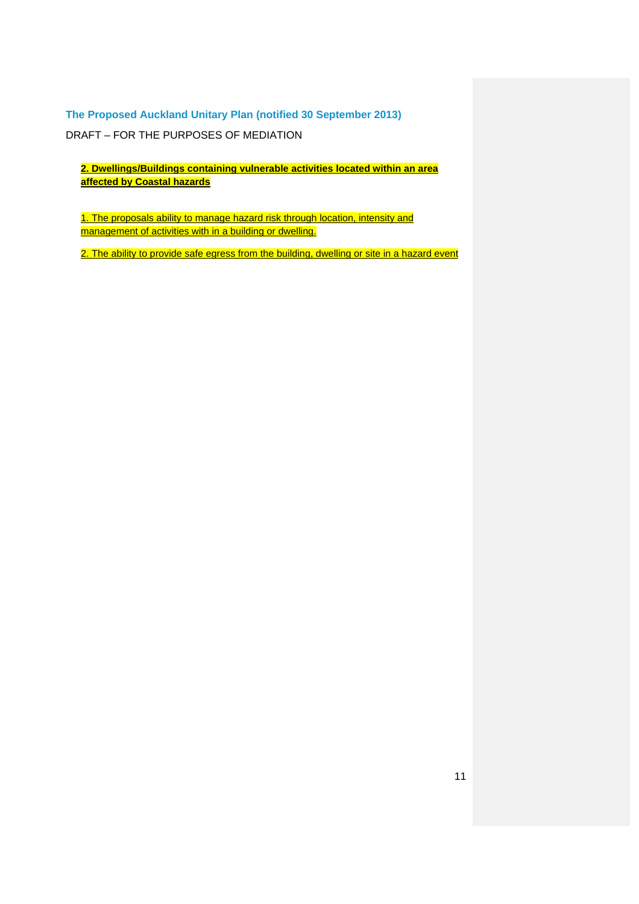**The Proposed Auckland Unitary Plan (notified 30 September 2013)**

DRAFT – FOR THE PURPOSES OF MEDIATION

**2. Dwellings/Buildings containing vulnerable activities located within an area affected by Coastal hazards**

1. The proposals ability to manage hazard risk through location, intensity and management of activities with in a building or dwelling.

2. The ability to provide safe egress from the building, dwelling or site in a hazard event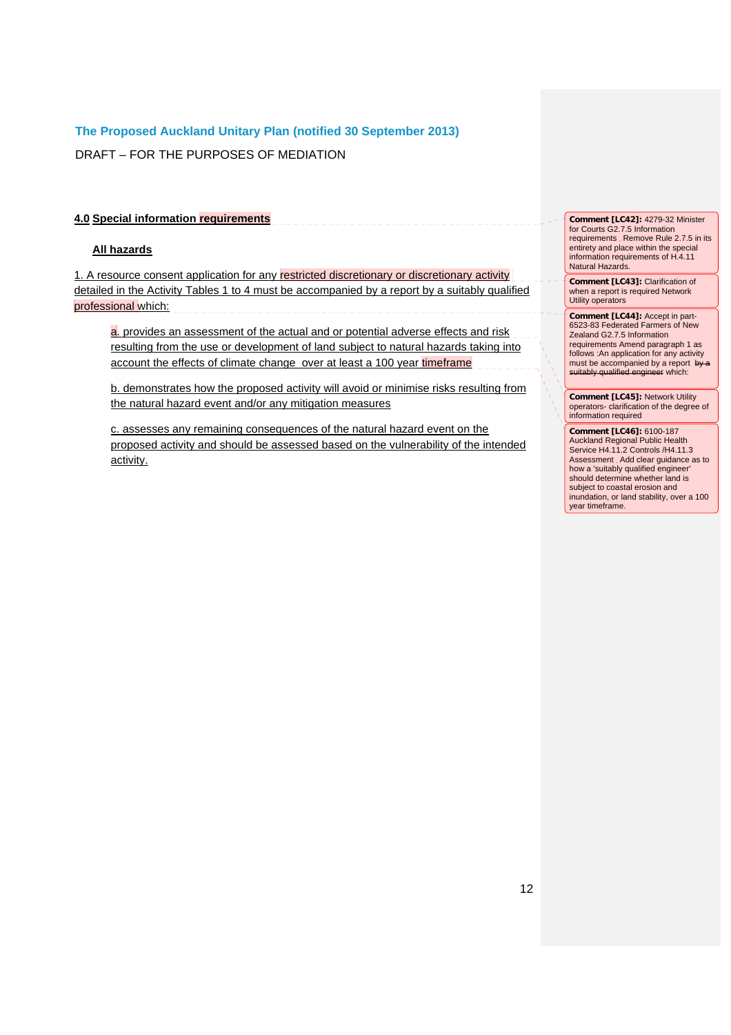The Proposed Auckland Unitary Plan (notified 30 September 2013)

DRAFT – FOR THE PURPOSES OF MEDIATION

## 4.0 Special information requirements

### All hazards

1. A resource consent application for any restricted discretionary or discretionary activity detailed in the Activity Tables 1 to 4 must be accompanied by a report by a suitably qualified professional which:

   a. provides an assessment of the actual and or potential adverse effects and risk resulting from the use or development of land subject to natural hazards taking into account the effects of climate change over at least a 100 year timeframe

   b. demonstrates how the proposed activity will avoid or minimise risks resulting from the natural hazard event and/or any mitigation measures

   c. assesses any remaining consequences of the natural hazard event on the proposed activity and should be assessed based on the vulnerability of the intended activity.

**Comment [LC42]:** 4279-32 Minister for Courts G2.7.5 Information requirements . Remove Rule 2.7.5 in its entirety and place within the special information requirements of H.4.11 Natural Hazards.

**Comment [LC43]:** Clarification of when a report is required Network Utility operators

**Comment [LC44]:** Accept in part-6523-83 Federated Farmers of New Zealand G2.7.5 Information requirements Amend paragraph 1 as follows :An application for any activity must be accompanied by a report ~~by a suitably qualified engineer~~ which:

**Comment [LC45]:** Network Utility operators- clarification of the degree of information required

**Comment [LC46]:** 6100-187 Auckland Regional Public Health Service H4.11.2 Controls /H4.11.3 Assessment . Add clear guidance as to how a 'suitably qualified engineer' should determine whether land is subject to coastal erosion and inundation, or land stability, over a 100 year timeframe.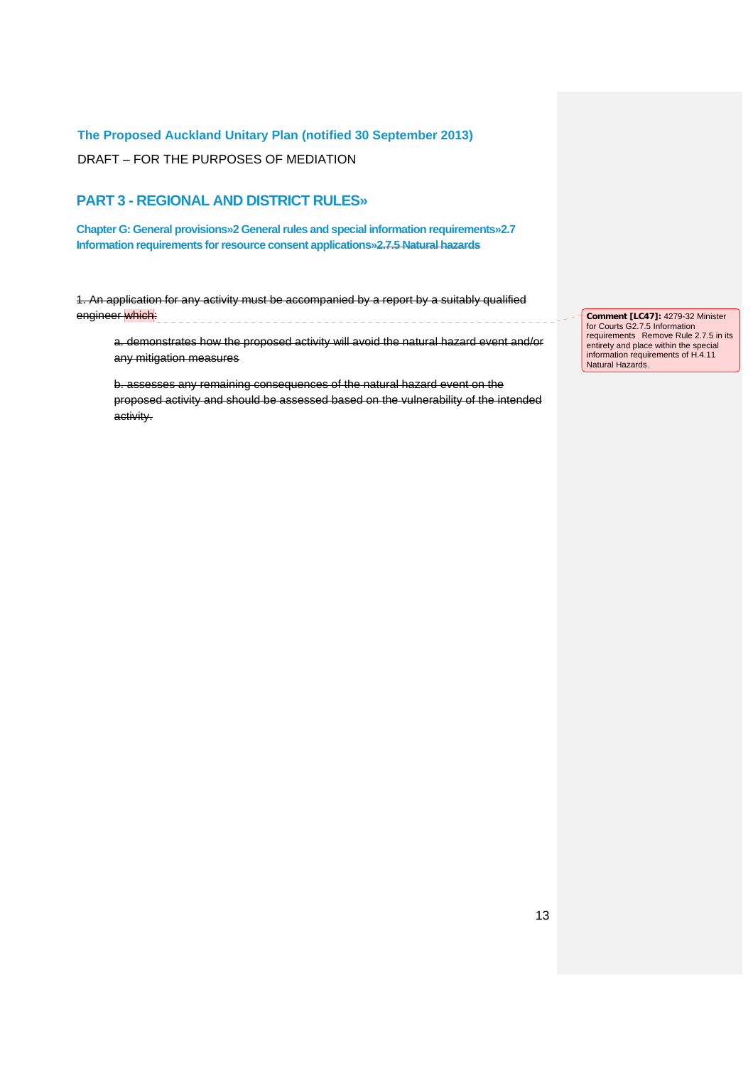**The Proposed Auckland Unitary Plan (notified 30 September 2013)**

DRAFT – FOR THE PURPOSES OF MEDIATION

## PART 3 - REGIONAL AND DISTRICT RULES»

**Chapter G: General provisions»2 General rules and special information requirements»2.7 Information requirements for resource consent applications»~~2.7.5 Natural hazards~~**

~~1. An application for any activity must be accompanied by a report by a suitably qualified engineer which:~~

> ~~a. demonstrates how the proposed activity will avoid the natural hazard event and/or any mitigation measures~~
>
> ~~b. assesses any remaining consequences of the natural hazard event on the proposed activity and should be assessed based on the vulnerability of the intended activity.~~

**Comment [LC47]:** 4279-32 Minister for Courts G2.7.5 Information requirements Remove Rule 2.7.5 in its entirety and place within the special information requirements of H.4.11 Natural Hazards.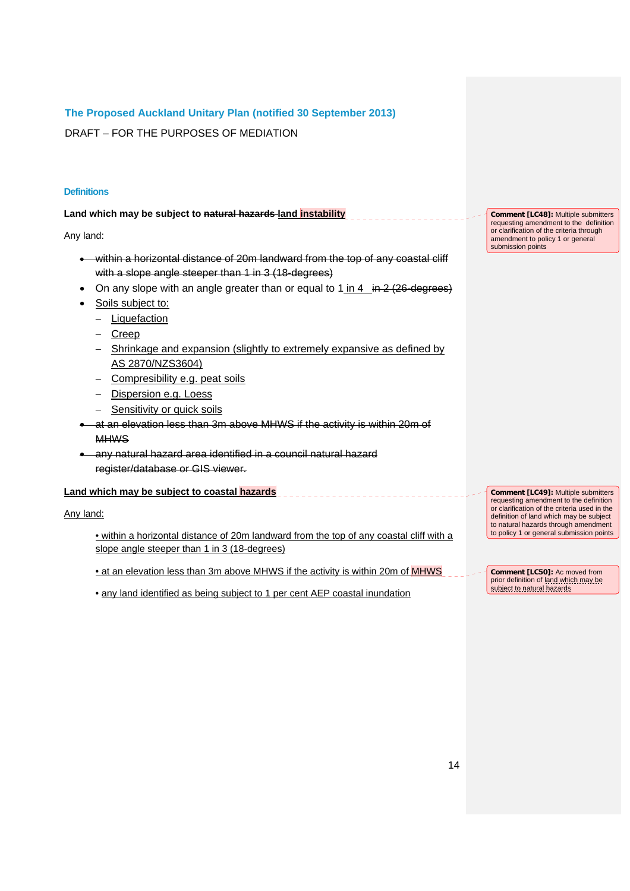The Proposed Auckland Unitary Plan (notified 30 September 2013)

DRAFT – FOR THE PURPOSES OF MEDIATION

## Definitions

**Land which may be subject to ~~natural hazards~~ land instability**

Any land:

- ~~within a horizontal distance of 20m landward from the top of any coastal cliff with a slope angle steeper than 1 in 3 (18-degrees)~~
- On any slope with an angle greater than or equal to 1 in 4 ~~in 2 (26-degrees)~~
- Soils subject to:
  - Liquefaction
  - Creep
  - Shrinkage and expansion (slightly to extremely expansive as defined by AS 2870/NZS3604)
  - Compresibility e.g. peat soils
  - Dispersion e.g. Loess
  - Sensitivity or quick soils
- ~~at an elevation less than 3m above MHWS if the activity is within 20m of MHWS~~
- ~~any natural hazard area identified in a council natural hazard register/database or GIS viewer.~~

**Land which may be subject to coastal hazards**

Any land:

- within a horizontal distance of 20m landward from the top of any coastal cliff with a slope angle steeper than 1 in 3 (18-degrees)
- at an elevation less than 3m above MHWS if the activity is within 20m of MHWS
- any land identified as being subject to 1 per cent AEP coastal inundation

**Comment [LC48]:** Multiple submitters requesting amendment to the definition or clarification of the criteria through amendment to policy 1 or general submission points

**Comment [LC49]:** Multiple submitters requesting amendment to the definition or clarification of the criteria used in the definition of land which may be subject to natural hazards through amendment to policy 1 or general submission points

**Comment [LC50]:** Ac moved from prior definition of land which may be subject to natural hazards